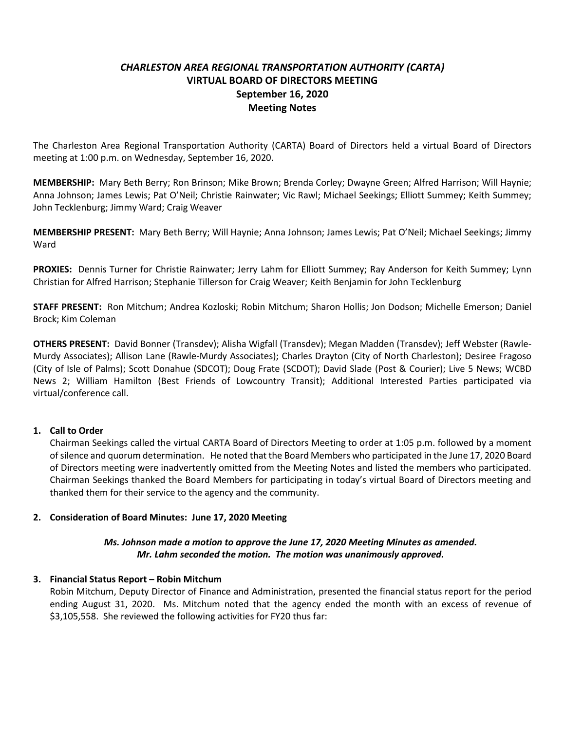## *CHARLESTON AREA REGIONAL TRANSPORTATION AUTHORITY (CARTA)*
## VIRTUAL BOARD OF DIRECTORS MEETING
## September 16, 2020
## Meeting Notes

The Charleston Area Regional Transportation Authority (CARTA) Board of Directors held a virtual Board of Directors meeting at 1:00 p.m. on Wednesday, September 16, 2020.

**MEMBERSHIP:** Mary Beth Berry; Ron Brinson; Mike Brown; Brenda Corley; Dwayne Green; Alfred Harrison; Will Haynie; Anna Johnson; James Lewis; Pat O'Neil; Christie Rainwater; Vic Rawl; Michael Seekings; Elliott Summey; Keith Summey; John Tecklenburg; Jimmy Ward; Craig Weaver

**MEMBERSHIP PRESENT:** Mary Beth Berry; Will Haynie; Anna Johnson; James Lewis; Pat O'Neil; Michael Seekings; Jimmy Ward

**PROXIES:** Dennis Turner for Christie Rainwater; Jerry Lahm for Elliott Summey; Ray Anderson for Keith Summey; Lynn Christian for Alfred Harrison; Stephanie Tillerson for Craig Weaver; Keith Benjamin for John Tecklenburg

**STAFF PRESENT:** Ron Mitchum; Andrea Kozloski; Robin Mitchum; Sharon Hollis; Jon Dodson; Michelle Emerson; Daniel Brock; Kim Coleman

**OTHERS PRESENT:** David Bonner (Transdev); Alisha Wigfall (Transdev); Megan Madden (Transdev); Jeff Webster (Rawle-Murdy Associates); Allison Lane (Rawle-Murdy Associates); Charles Drayton (City of North Charleston); Desiree Fragoso (City of Isle of Palms); Scott Donahue (SDCOT); Doug Frate (SCDOT); David Slade (Post & Courier); Live 5 News; WCBD News 2; William Hamilton (Best Friends of Lowcountry Transit); Additional Interested Parties participated via virtual/conference call.

1. **Call to Order**

   Chairman Seekings called the virtual CARTA Board of Directors Meeting to order at 1:05 p.m. followed by a moment of silence and quorum determination. He noted that the Board Members who participated in the June 17, 2020 Board of Directors meeting were inadvertently omitted from the Meeting Notes and listed the members who participated. Chairman Seekings thanked the Board Members for participating in today's virtual Board of Directors meeting and thanked them for their service to the agency and the community.

2. **Consideration of Board Minutes: June 17, 2020 Meeting**

   ***Ms. Johnson made a motion to approve the June 17, 2020 Meeting Minutes as amended. Mr. Lahm seconded the motion. The motion was unanimously approved.***

3. **Financial Status Report – Robin Mitchum**

   Robin Mitchum, Deputy Director of Finance and Administration, presented the financial status report for the period ending August 31, 2020. Ms. Mitchum noted that the agency ended the month with an excess of revenue of \$3,105,558. She reviewed the following activities for FY20 thus far: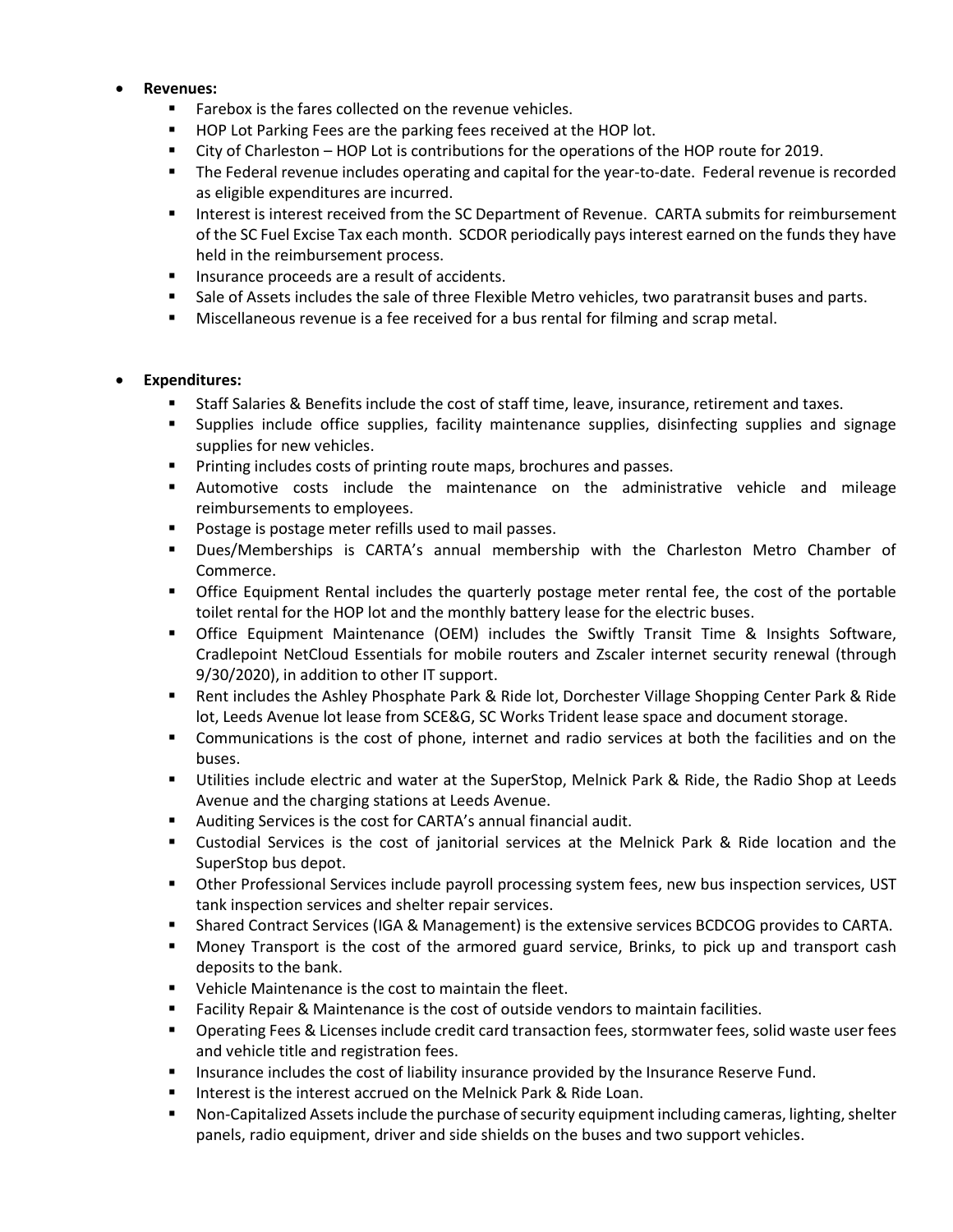- **Revenues:**
  - Farebox is the fares collected on the revenue vehicles.
  - HOP Lot Parking Fees are the parking fees received at the HOP lot.
  - City of Charleston – HOP Lot is contributions for the operations of the HOP route for 2019.
  - The Federal revenue includes operating and capital for the year-to-date. Federal revenue is recorded as eligible expenditures are incurred.
  - Interest is interest received from the SC Department of Revenue. CARTA submits for reimbursement of the SC Fuel Excise Tax each month. SCDOR periodically pays interest earned on the funds they have held in the reimbursement process.
  - Insurance proceeds are a result of accidents.
  - Sale of Assets includes the sale of three Flexible Metro vehicles, two paratransit buses and parts.
  - Miscellaneous revenue is a fee received for a bus rental for filming and scrap metal.

- **Expenditures:**
  - Staff Salaries & Benefits include the cost of staff time, leave, insurance, retirement and taxes.
  - Supplies include office supplies, facility maintenance supplies, disinfecting supplies and signage supplies for new vehicles.
  - Printing includes costs of printing route maps, brochures and passes.
  - Automotive costs include the maintenance on the administrative vehicle and mileage reimbursements to employees.
  - Postage is postage meter refills used to mail passes.
  - Dues/Memberships is CARTA's annual membership with the Charleston Metro Chamber of Commerce.
  - Office Equipment Rental includes the quarterly postage meter rental fee, the cost of the portable toilet rental for the HOP lot and the monthly battery lease for the electric buses.
  - Office Equipment Maintenance (OEM) includes the Swiftly Transit Time & Insights Software, Cradlepoint NetCloud Essentials for mobile routers and Zscaler internet security renewal (through 9/30/2020), in addition to other IT support.
  - Rent includes the Ashley Phosphate Park & Ride lot, Dorchester Village Shopping Center Park & Ride lot, Leeds Avenue lot lease from SCE&G, SC Works Trident lease space and document storage.
  - Communications is the cost of phone, internet and radio services at both the facilities and on the buses.
  - Utilities include electric and water at the SuperStop, Melnick Park & Ride, the Radio Shop at Leeds Avenue and the charging stations at Leeds Avenue.
  - Auditing Services is the cost for CARTA's annual financial audit.
  - Custodial Services is the cost of janitorial services at the Melnick Park & Ride location and the SuperStop bus depot.
  - Other Professional Services include payroll processing system fees, new bus inspection services, UST tank inspection services and shelter repair services.
  - Shared Contract Services (IGA & Management) is the extensive services BCDCOG provides to CARTA.
  - Money Transport is the cost of the armored guard service, Brinks, to pick up and transport cash deposits to the bank.
  - Vehicle Maintenance is the cost to maintain the fleet.
  - Facility Repair & Maintenance is the cost of outside vendors to maintain facilities.
  - Operating Fees & Licenses include credit card transaction fees, stormwater fees, solid waste user fees and vehicle title and registration fees.
  - Insurance includes the cost of liability insurance provided by the Insurance Reserve Fund.
  - Interest is the interest accrued on the Melnick Park & Ride Loan.
  - Non-Capitalized Assets include the purchase of security equipment including cameras, lighting, shelter panels, radio equipment, driver and side shields on the buses and two support vehicles.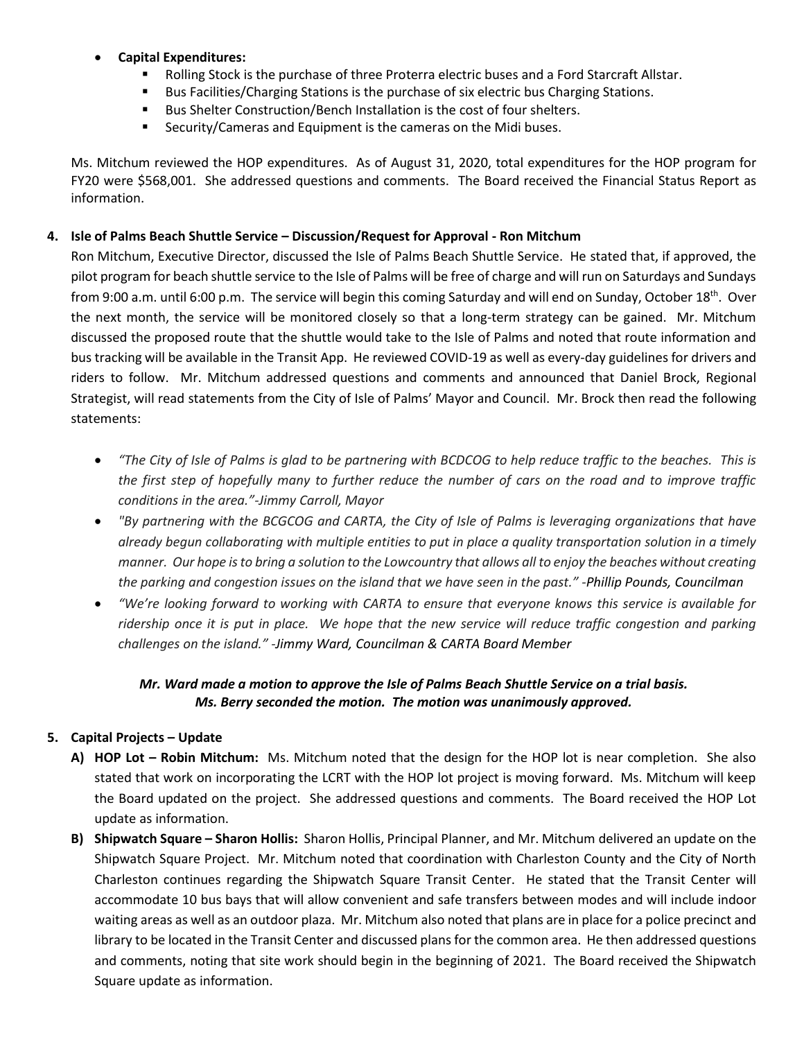- **Capital Expenditures:**
  - Rolling Stock is the purchase of three Proterra electric buses and a Ford Starcraft Allstar.
  - Bus Facilities/Charging Stations is the purchase of six electric bus Charging Stations.
  - Bus Shelter Construction/Bench Installation is the cost of four shelters.
  - Security/Cameras and Equipment is the cameras on the Midi buses.

Ms. Mitchum reviewed the HOP expenditures. As of August 31, 2020, total expenditures for the HOP program for FY20 were $568,001. She addressed questions and comments. The Board received the Financial Status Report as information.

**4. Isle of Palms Beach Shuttle Service – Discussion/Request for Approval - Ron Mitchum**

Ron Mitchum, Executive Director, discussed the Isle of Palms Beach Shuttle Service. He stated that, if approved, the pilot program for beach shuttle service to the Isle of Palms will be free of charge and will run on Saturdays and Sundays from 9:00 a.m. until 6:00 p.m. The service will begin this coming Saturday and will end on Sunday, October 18th. Over the next month, the service will be monitored closely so that a long-term strategy can be gained. Mr. Mitchum discussed the proposed route that the shuttle would take to the Isle of Palms and noted that route information and bus tracking will be available in the Transit App. He reviewed COVID-19 as well as every-day guidelines for drivers and riders to follow. Mr. Mitchum addressed questions and comments and announced that Daniel Brock, Regional Strategist, will read statements from the City of Isle of Palms' Mayor and Council. Mr. Brock then read the following statements:

- *"The City of Isle of Palms is glad to be partnering with BCDCOG to help reduce traffic to the beaches. This is the first step of hopefully many to further reduce the number of cars on the road and to improve traffic conditions in the area."-Jimmy Carroll, Mayor*
- *"By partnering with the BCGCOG and CARTA, the City of Isle of Palms is leveraging organizations that have already begun collaborating with multiple entities to put in place a quality transportation solution in a timely manner. Our hope is to bring a solution to the Lowcountry that allows all to enjoy the beaches without creating the parking and congestion issues on the island that we have seen in the past." -Phillip Pounds, Councilman*
- *"We're looking forward to working with CARTA to ensure that everyone knows this service is available for ridership once it is put in place. We hope that the new service will reduce traffic congestion and parking challenges on the island." -Jimmy Ward, Councilman & CARTA Board Member*

***Mr. Ward made a motion to approve the Isle of Palms Beach Shuttle Service on a trial basis. Ms. Berry seconded the motion. The motion was unanimously approved.***

**5. Capital Projects – Update**

**A) HOP Lot – Robin Mitchum:** Ms. Mitchum noted that the design for the HOP lot is near completion. She also stated that work on incorporating the LCRT with the HOP lot project is moving forward. Ms. Mitchum will keep the Board updated on the project. She addressed questions and comments. The Board received the HOP Lot update as information.

**B) Shipwatch Square – Sharon Hollis:** Sharon Hollis, Principal Planner, and Mr. Mitchum delivered an update on the Shipwatch Square Project. Mr. Mitchum noted that coordination with Charleston County and the City of North Charleston continues regarding the Shipwatch Square Transit Center. He stated that the Transit Center will accommodate 10 bus bays that will allow convenient and safe transfers between modes and will include indoor waiting areas as well as an outdoor plaza. Mr. Mitchum also noted that plans are in place for a police precinct and library to be located in the Transit Center and discussed plans for the common area. He then addressed questions and comments, noting that site work should begin in the beginning of 2021. The Board received the Shipwatch Square update as information.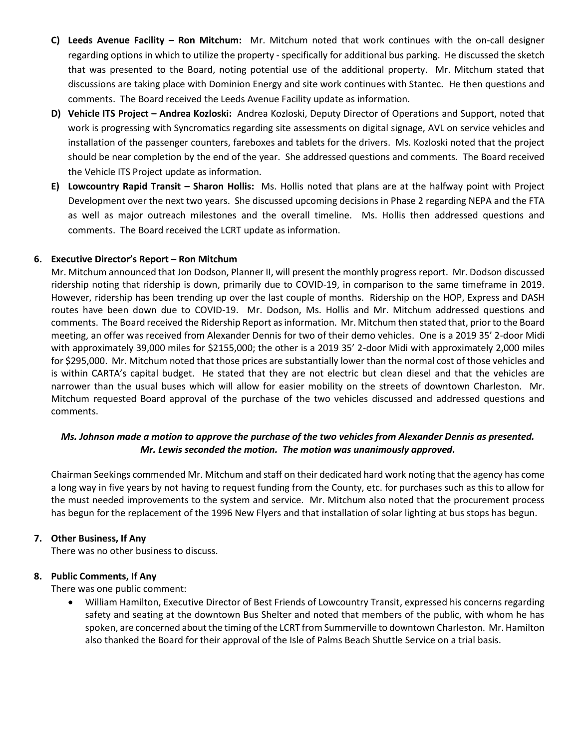- **C) Leeds Avenue Facility – Ron Mitchum:** Mr. Mitchum noted that work continues with the on-call designer regarding options in which to utilize the property - specifically for additional bus parking. He discussed the sketch that was presented to the Board, noting potential use of the additional property. Mr. Mitchum stated that discussions are taking place with Dominion Energy and site work continues with Stantec. He then questions and comments. The Board received the Leeds Avenue Facility update as information.
- **D) Vehicle ITS Project – Andrea Kozloski:** Andrea Kozloski, Deputy Director of Operations and Support, noted that work is progressing with Syncromatics regarding site assessments on digital signage, AVL on service vehicles and installation of the passenger counters, fareboxes and tablets for the drivers. Ms. Kozloski noted that the project should be near completion by the end of the year. She addressed questions and comments. The Board received the Vehicle ITS Project update as information.
- **E) Lowcountry Rapid Transit – Sharon Hollis:** Ms. Hollis noted that plans are at the halfway point with Project Development over the next two years. She discussed upcoming decisions in Phase 2 regarding NEPA and the FTA as well as major outreach milestones and the overall timeline. Ms. Hollis then addressed questions and comments. The Board received the LCRT update as information.

**6. Executive Director's Report – Ron Mitchum**

Mr. Mitchum announced that Jon Dodson, Planner II, will present the monthly progress report. Mr. Dodson discussed ridership noting that ridership is down, primarily due to COVID-19, in comparison to the same timeframe in 2019. However, ridership has been trending up over the last couple of months. Ridership on the HOP, Express and DASH routes have been down due to COVID-19. Mr. Dodson, Ms. Hollis and Mr. Mitchum addressed questions and comments. The Board received the Ridership Report as information. Mr. Mitchum then stated that, prior to the Board meeting, an offer was received from Alexander Dennis for two of their demo vehicles. One is a 2019 35' 2-door Midi with approximately 39,000 miles for $2155,000; the other is a 2019 35' 2-door Midi with approximately 2,000 miles for $295,000. Mr. Mitchum noted that those prices are substantially lower than the normal cost of those vehicles and is within CARTA's capital budget. He stated that they are not electric but clean diesel and that the vehicles are narrower than the usual buses which will allow for easier mobility on the streets of downtown Charleston. Mr. Mitchum requested Board approval of the purchase of the two vehicles discussed and addressed questions and comments.

***Ms. Johnson made a motion to approve the purchase of the two vehicles from Alexander Dennis as presented. Mr. Lewis seconded the motion. The motion was unanimously approved.***

Chairman Seekings commended Mr. Mitchum and staff on their dedicated hard work noting that the agency has come a long way in five years by not having to request funding from the County, etc. for purchases such as this to allow for the must needed improvements to the system and service. Mr. Mitchum also noted that the procurement process has begun for the replacement of the 1996 New Flyers and that installation of solar lighting at bus stops has begun.

**7. Other Business, If Any**

There was no other business to discuss.

**8. Public Comments, If Any**

There was one public comment:

- William Hamilton, Executive Director of Best Friends of Lowcountry Transit, expressed his concerns regarding safety and seating at the downtown Bus Shelter and noted that members of the public, with whom he has spoken, are concerned about the timing of the LCRT from Summerville to downtown Charleston. Mr. Hamilton also thanked the Board for their approval of the Isle of Palms Beach Shuttle Service on a trial basis.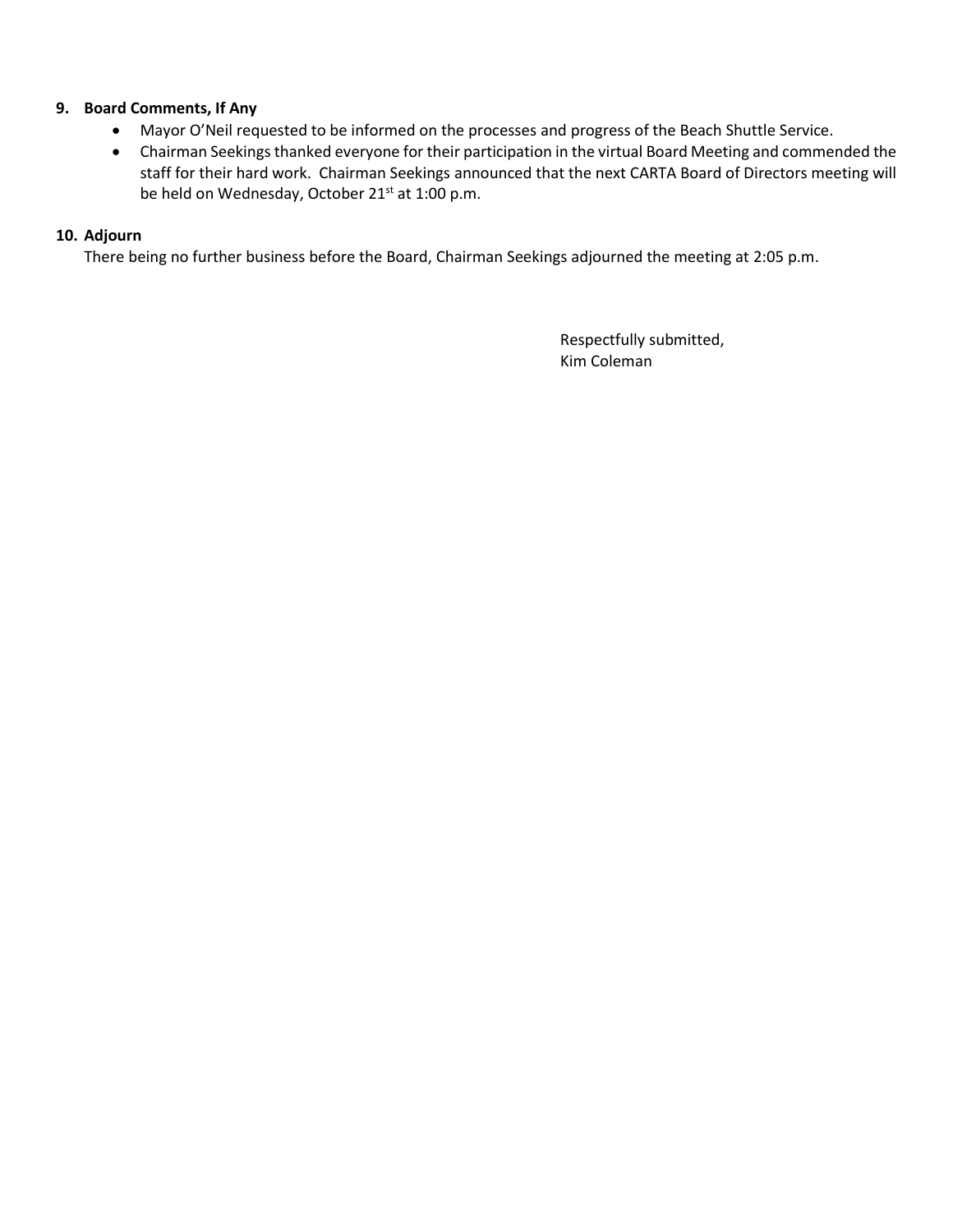**9. Board Comments, If Any**

- Mayor O'Neil requested to be informed on the processes and progress of the Beach Shuttle Service.
- Chairman Seekings thanked everyone for their participation in the virtual Board Meeting and commended the staff for their hard work. Chairman Seekings announced that the next CARTA Board of Directors meeting will be held on Wednesday, October 21st at 1:00 p.m.

**10. Adjourn**

There being no further business before the Board, Chairman Seekings adjourned the meeting at 2:05 p.m.

Respectfully submitted,
Kim Coleman